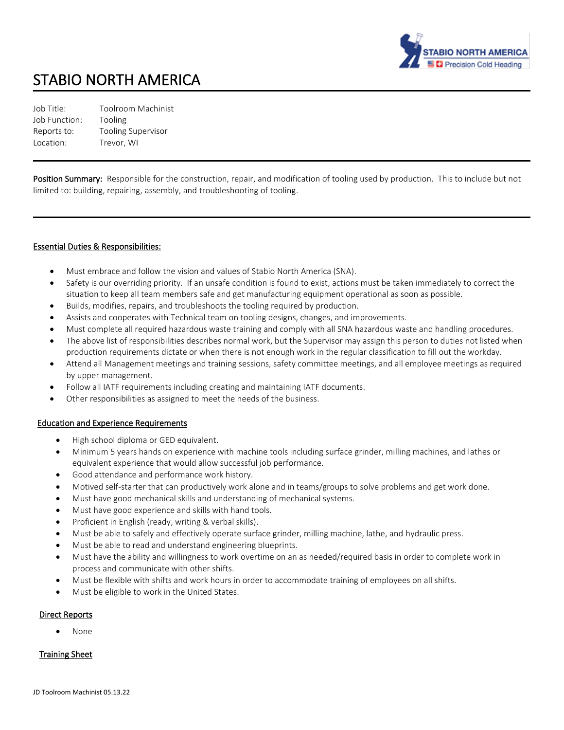# STABIO NORTH AMERICA

Job Title: Toolroom Machinist
Job Function: Tooling
Reports to: Tooling Supervisor
Location: Trevor, WI

---

**Position Summary:** Responsible for the construction, repair, and modification of tooling used by production. This to include but not limited to: building, repairing, assembly, and troubleshooting of tooling.

---

## Essential Duties & Responsibilities:

- Must embrace and follow the vision and values of Stabio North America (SNA).
- Safety is our overriding priority. If an unsafe condition is found to exist, actions must be taken immediately to correct the situation to keep all team members safe and get manufacturing equipment operational as soon as possible.
- Builds, modifies, repairs, and troubleshoots the tooling required by production.
- Assists and cooperates with Technical team on tooling designs, changes, and improvements.
- Must complete all required hazardous waste training and comply with all SNA hazardous waste and handling procedures.
- The above list of responsibilities describes normal work, but the Supervisor may assign this person to duties not listed when production requirements dictate or when there is not enough work in the regular classification to fill out the workday.
- Attend all Management meetings and training sessions, safety committee meetings, and all employee meetings as required by upper management.
- Follow all IATF requirements including creating and maintaining IATF documents.
- Other responsibilities as assigned to meet the needs of the business.

## Education and Experience Requirements

- High school diploma or GED equivalent.
- Minimum 5 years hands on experience with machine tools including surface grinder, milling machines, and lathes or equivalent experience that would allow successful job performance.
- Good attendance and performance work history.
- Motived self-starter that can productively work alone and in teams/groups to solve problems and get work done.
- Must have good mechanical skills and understanding of mechanical systems.
- Must have good experience and skills with hand tools.
- Proficient in English (ready, writing & verbal skills).
- Must be able to safely and effectively operate surface grinder, milling machine, lathe, and hydraulic press.
- Must be able to read and understand engineering blueprints.
- Must have the ability and willingness to work overtime on an as needed/required basis in order to complete work in process and communicate with other shifts.
- Must be flexible with shifts and work hours in order to accommodate training of employees on all shifts.
- Must be eligible to work in the United States.

## Direct Reports

- None

## Training Sheet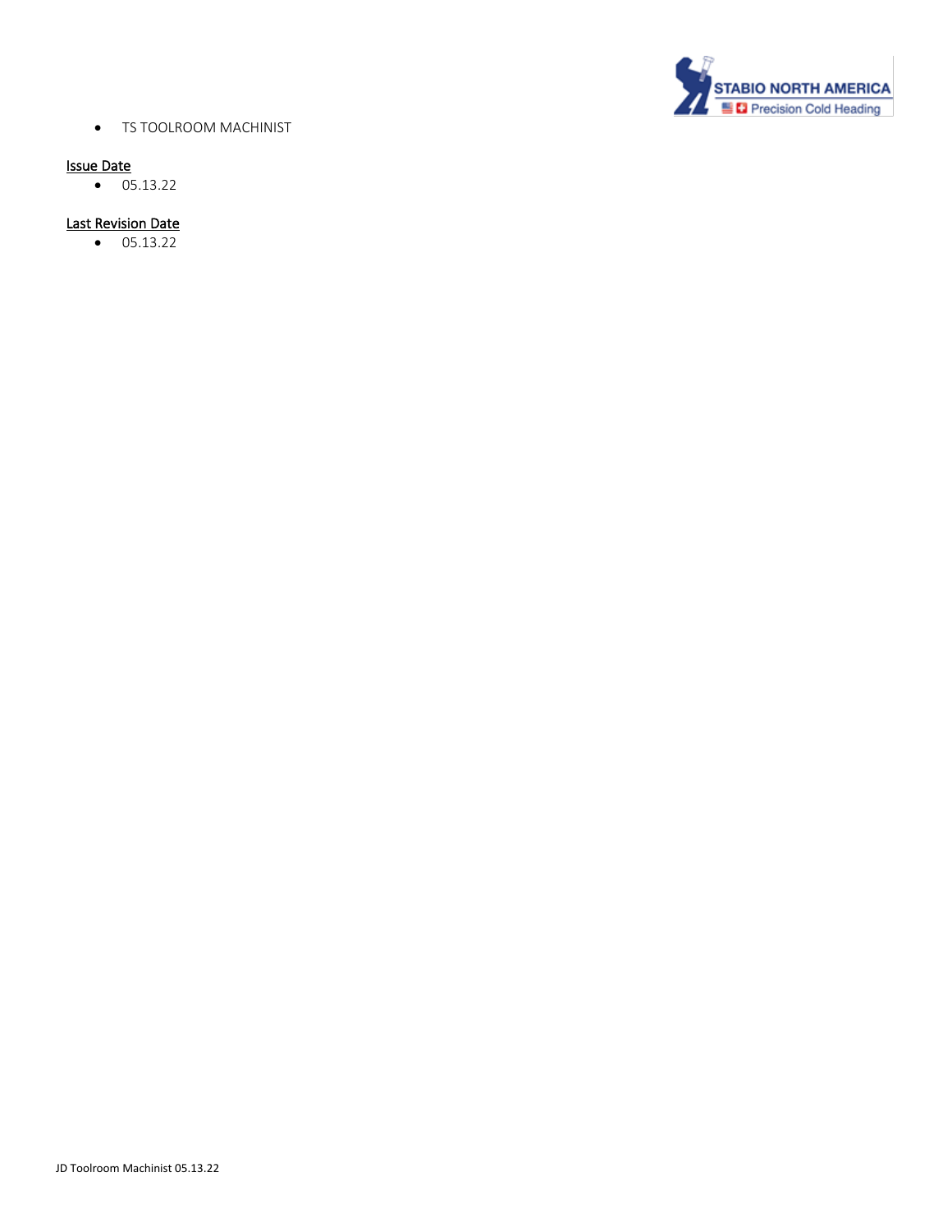- TS TOOLROOM MACHINIST

Issue Date

- 05.13.22

Last Revision Date

- 05.13.22